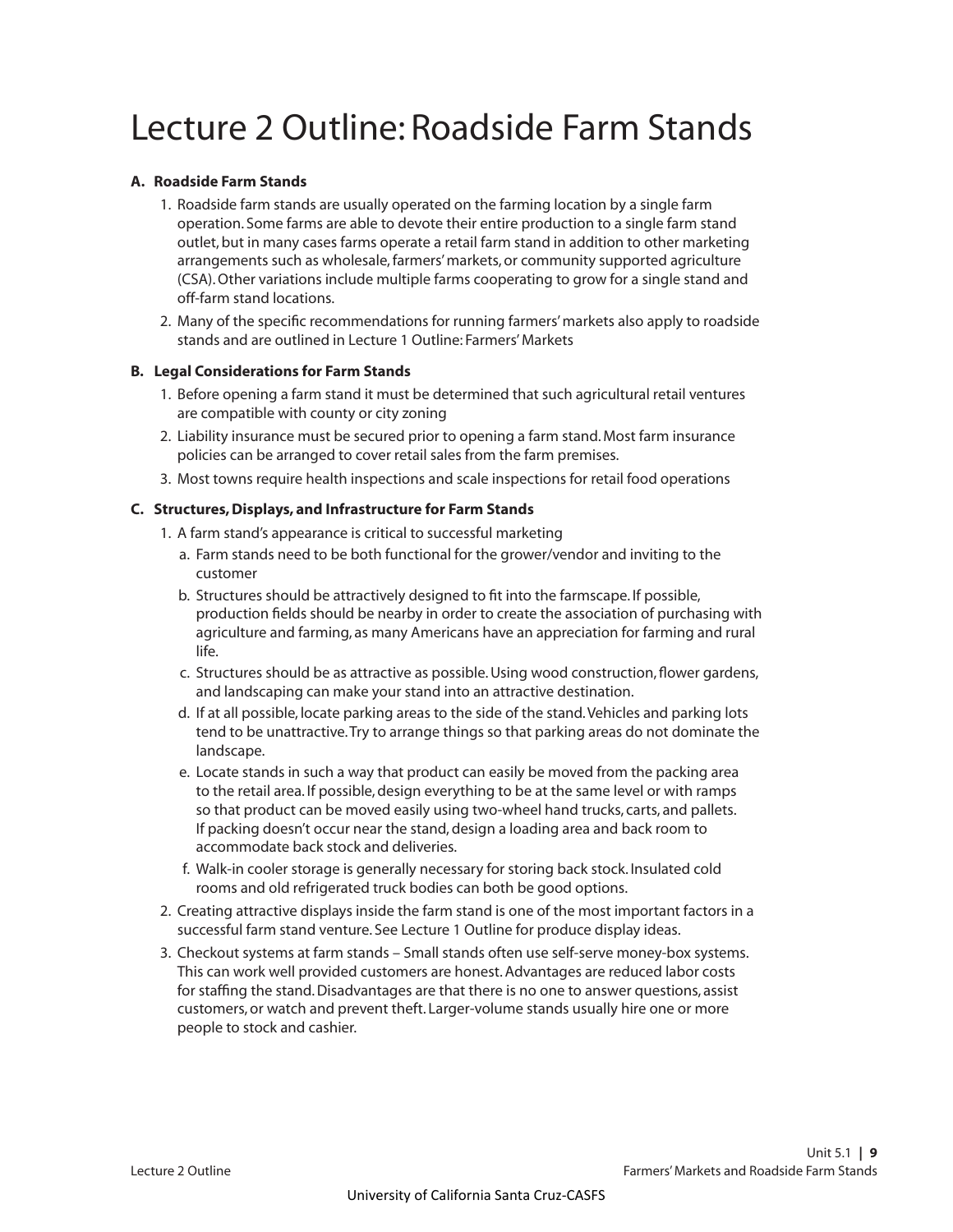# Lecture 2 Outline: Roadside Farm Stands

**A. Roadside Farm Stands**

1. Roadside farm stands are usually operated on the farming location by a single farm operation. Some farms are able to devote their entire production to a single farm stand outlet, but in many cases farms operate a retail farm stand in addition to other marketing arrangements such as wholesale, farmers' markets, or community supported agriculture (CSA). Other variations include multiple farms cooperating to grow for a single stand and off-farm stand locations.
2. Many of the specific recommendations for running farmers' markets also apply to roadside stands and are outlined in Lecture 1 Outline: Farmers' Markets

**B. Legal Considerations for Farm Stands**

1. Before opening a farm stand it must be determined that such agricultural retail ventures are compatible with county or city zoning
2. Liability insurance must be secured prior to opening a farm stand. Most farm insurance policies can be arranged to cover retail sales from the farm premises.
3. Most towns require health inspections and scale inspections for retail food operations

**C. Structures, Displays, and Infrastructure for Farm Stands**

1. A farm stand's appearance is critical to successful marketing
   a. Farm stands need to be both functional for the grower/vendor and inviting to the customer
   b. Structures should be attractively designed to fit into the farmscape. If possible, production fields should be nearby in order to create the association of purchasing with agriculture and farming, as many Americans have an appreciation for farming and rural life.
   c. Structures should be as attractive as possible. Using wood construction, flower gardens, and landscaping can make your stand into an attractive destination.
   d. If at all possible, locate parking areas to the side of the stand. Vehicles and parking lots tend to be unattractive. Try to arrange things so that parking areas do not dominate the landscape.
   e. Locate stands in such a way that product can easily be moved from the packing area to the retail area. If possible, design everything to be at the same level or with ramps so that product can be moved easily using two-wheel hand trucks, carts, and pallets. If packing doesn't occur near the stand, design a loading area and back room to accommodate back stock and deliveries.
   f. Walk-in cooler storage is generally necessary for storing back stock. Insulated cold rooms and old refrigerated truck bodies can both be good options.
2. Creating attractive displays inside the farm stand is one of the most important factors in a successful farm stand venture. See Lecture 1 Outline for produce display ideas.
3. Checkout systems at farm stands – Small stands often use self-serve money-box systems. This can work well provided customers are honest. Advantages are reduced labor costs for staffing the stand. Disadvantages are that there is no one to answer questions, assist customers, or watch and prevent theft. Larger-volume stands usually hire one or more people to stock and cashier.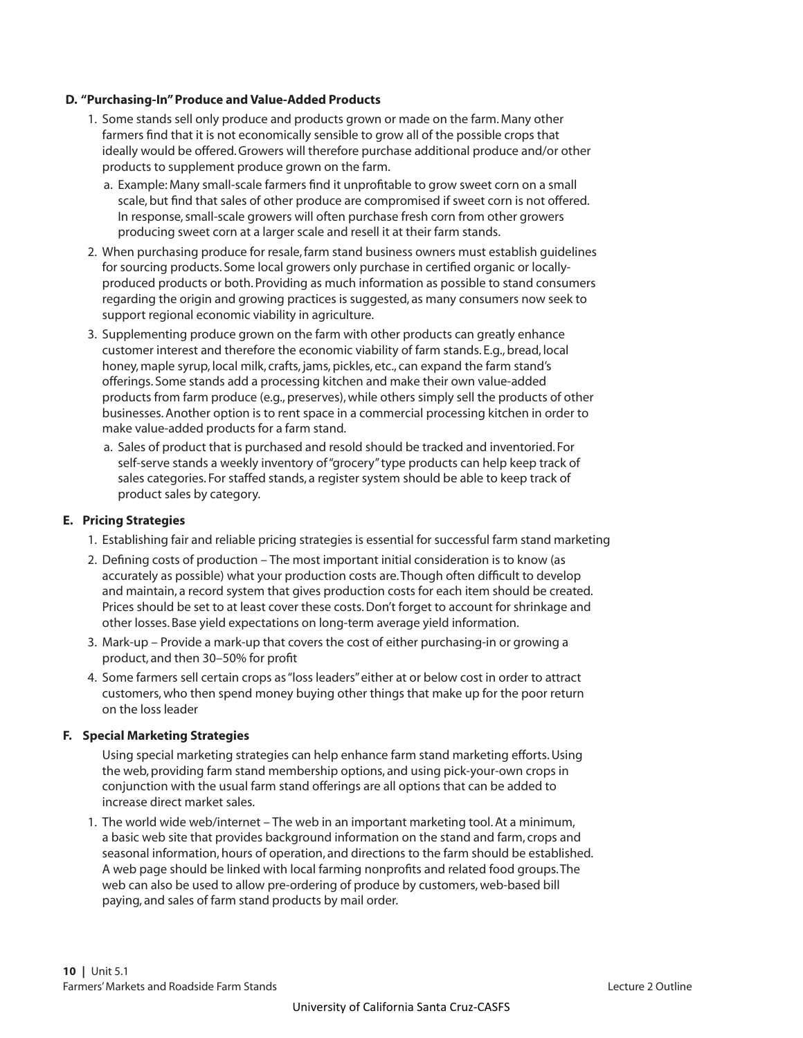### D. "Purchasing-In" Produce and Value-Added Products

1. Some stands sell only produce and products grown or made on the farm. Many other farmers find that it is not economically sensible to grow all of the possible crops that ideally would be offered. Growers will therefore purchase additional produce and/or other products to supplement produce grown on the farm.
   a. Example: Many small-scale farmers find it unprofitable to grow sweet corn on a small scale, but find that sales of other produce are compromised if sweet corn is not offered. In response, small-scale growers will often purchase fresh corn from other growers producing sweet corn at a larger scale and resell it at their farm stands.
2. When purchasing produce for resale, farm stand business owners must establish guidelines for sourcing products. Some local growers only purchase in certified organic or locally-produced products or both. Providing as much information as possible to stand consumers regarding the origin and growing practices is suggested, as many consumers now seek to support regional economic viability in agriculture.
3. Supplementing produce grown on the farm with other products can greatly enhance customer interest and therefore the economic viability of farm stands. E.g., bread, local honey, maple syrup, local milk, crafts, jams, pickles, etc., can expand the farm stand's offerings. Some stands add a processing kitchen and make their own value-added products from farm produce (e.g., preserves), while others simply sell the products of other businesses. Another option is to rent space in a commercial processing kitchen in order to make value-added products for a farm stand.
   a. Sales of product that is purchased and resold should be tracked and inventoried. For self-serve stands a weekly inventory of "grocery" type products can help keep track of sales categories. For staffed stands, a register system should be able to keep track of product sales by category.

### E. Pricing Strategies

1. Establishing fair and reliable pricing strategies is essential for successful farm stand marketing
2. Defining costs of production – The most important initial consideration is to know (as accurately as possible) what your production costs are. Though often difficult to develop and maintain, a record system that gives production costs for each item should be created. Prices should be set to at least cover these costs. Don't forget to account for shrinkage and other losses. Base yield expectations on long-term average yield information.
3. Mark-up – Provide a mark-up that covers the cost of either purchasing-in or growing a product, and then 30–50% for profit
4. Some farmers sell certain crops as "loss leaders" either at or below cost in order to attract customers, who then spend money buying other things that make up for the poor return on the loss leader

### F. Special Marketing Strategies

Using special marketing strategies can help enhance farm stand marketing efforts. Using the web, providing farm stand membership options, and using pick-your-own crops in conjunction with the usual farm stand offerings are all options that can be added to increase direct market sales.

1. The world wide web/internet – The web in an important marketing tool. At a minimum, a basic web site that provides background information on the stand and farm, crops and seasonal information, hours of operation, and directions to the farm should be established. A web page should be linked with local farming nonprofits and related food groups. The web can also be used to allow pre-ordering of produce by customers, web-based bill paying, and sales of farm stand products by mail order.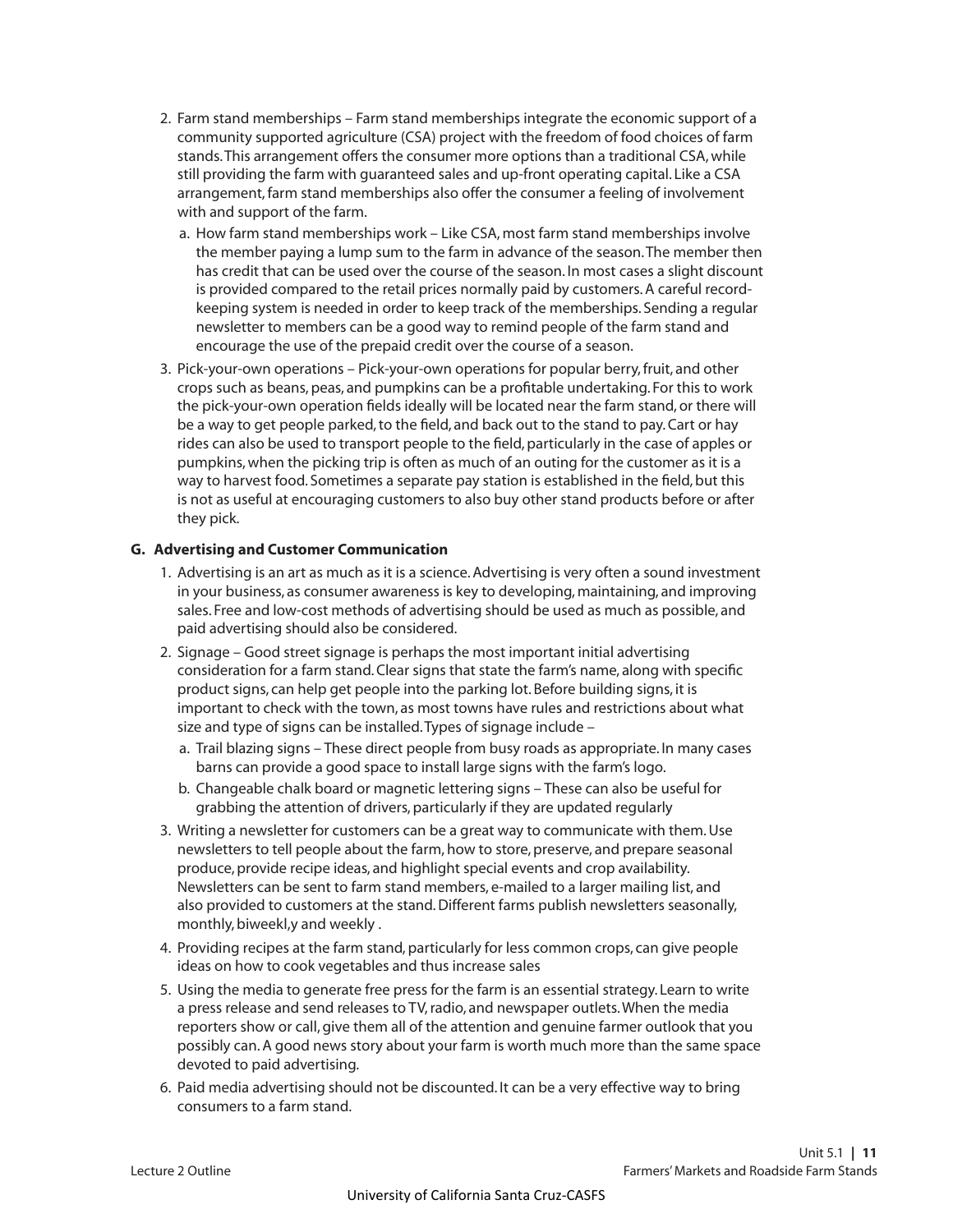2. Farm stand memberships – Farm stand memberships integrate the economic support of a community supported agriculture (CSA) project with the freedom of food choices of farm stands. This arrangement offers the consumer more options than a traditional CSA, while still providing the farm with guaranteed sales and up-front operating capital. Like a CSA arrangement, farm stand memberships also offer the consumer a feeling of involvement with and support of the farm.
   a. How farm stand memberships work – Like CSA, most farm stand memberships involve the member paying a lump sum to the farm in advance of the season. The member then has credit that can be used over the course of the season. In most cases a slight discount is provided compared to the retail prices normally paid by customers. A careful record-keeping system is needed in order to keep track of the memberships. Sending a regular newsletter to members can be a good way to remind people of the farm stand and encourage the use of the prepaid credit over the course of a season.
3. Pick-your-own operations – Pick-your-own operations for popular berry, fruit, and other crops such as beans, peas, and pumpkins can be a profitable undertaking. For this to work the pick-your-own operation fields ideally will be located near the farm stand, or there will be a way to get people parked, to the field, and back out to the stand to pay. Cart or hay rides can also be used to transport people to the field, particularly in the case of apples or pumpkins, when the picking trip is often as much of an outing for the customer as it is a way to harvest food. Sometimes a separate pay station is established in the field, but this is not as useful at encouraging customers to also buy other stand products before or after they pick.

**G. Advertising and Customer Communication**

1. Advertising is an art as much as it is a science. Advertising is very often a sound investment in your business, as consumer awareness is key to developing, maintaining, and improving sales. Free and low-cost methods of advertising should be used as much as possible, and paid advertising should also be considered.
2. Signage – Good street signage is perhaps the most important initial advertising consideration for a farm stand. Clear signs that state the farm's name, along with specific product signs, can help get people into the parking lot. Before building signs, it is important to check with the town, as most towns have rules and restrictions about what size and type of signs can be installed. Types of signage include –
   a. Trail blazing signs – These direct people from busy roads as appropriate. In many cases barns can provide a good space to install large signs with the farm's logo.
   b. Changeable chalk board or magnetic lettering signs – These can also be useful for grabbing the attention of drivers, particularly if they are updated regularly
3. Writing a newsletter for customers can be a great way to communicate with them. Use newsletters to tell people about the farm, how to store, preserve, and prepare seasonal produce, provide recipe ideas, and highlight special events and crop availability. Newsletters can be sent to farm stand members, e-mailed to a larger mailing list, and also provided to customers at the stand. Different farms publish newsletters seasonally, monthly, biweekl,y and weekly .
4. Providing recipes at the farm stand, particularly for less common crops, can give people ideas on how to cook vegetables and thus increase sales
5. Using the media to generate free press for the farm is an essential strategy. Learn to write a press release and send releases to TV, radio, and newspaper outlets. When the media reporters show or call, give them all of the attention and genuine farmer outlook that you possibly can. A good news story about your farm is worth much more than the same space devoted to paid advertising.
6. Paid media advertising should not be discounted. It can be a very effective way to bring consumers to a farm stand.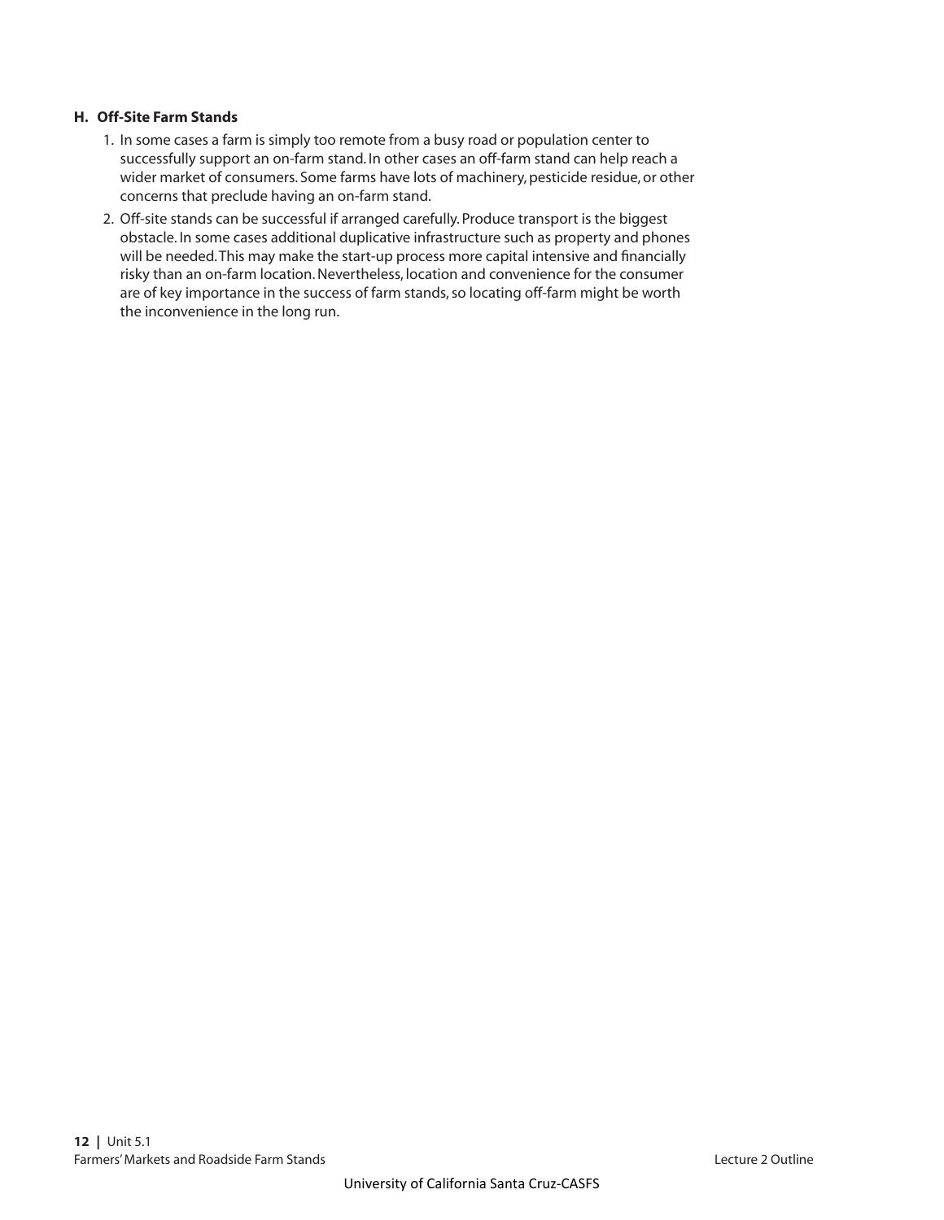### H. Off-Site Farm Stands

1. In some cases a farm is simply too remote from a busy road or population center to successfully support an on-farm stand. In other cases an off-farm stand can help reach a wider market of consumers. Some farms have lots of machinery, pesticide residue, or other concerns that preclude having an on-farm stand.
2. Off-site stands can be successful if arranged carefully. Produce transport is the biggest obstacle. In some cases additional duplicative infrastructure such as property and phones will be needed. This may make the start-up process more capital intensive and financially risky than an on-farm location. Nevertheless, location and convenience for the consumer are of key importance in the success of farm stands, so locating off-farm might be worth the inconvenience in the long run.